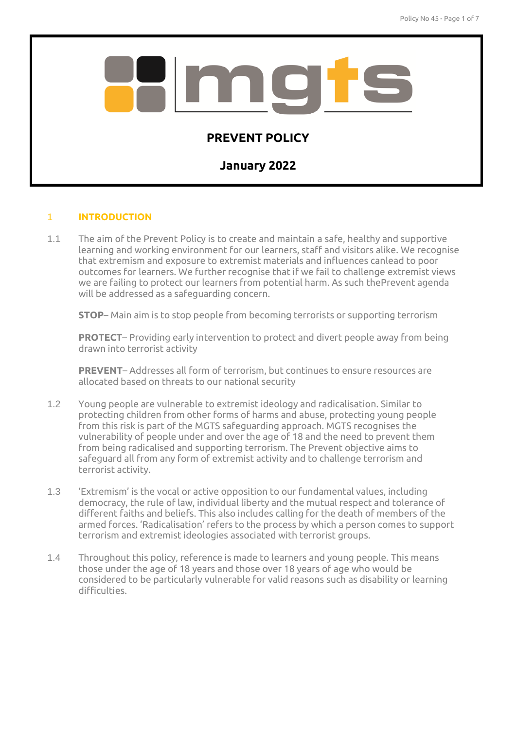mgts

# PREVENT POLICY

## January 2022

## 1 INTRODUCTION

1.1 The aim of the Prevent Policy is to create and maintain a safe, healthy and supportive learning and working environment for our learners, staff and visitors alike. We recognise that extremism and exposure to extremist materials and influences canlead to poor outcomes for learners. We further recognise that if we fail to challenge extremist views we are failing to protect our learners from potential harm. As such thePrevent agenda will be addressed as a safeguarding concern.

**STOP**– Main aim is to stop people from becoming terrorists or supporting terrorism

**PROTECT**– Providing early intervention to protect and divert people away from being drawn into terrorist activity

**PREVENT**– Addresses all form of terrorism, but continues to ensure resources are allocated based on threats to our national security

1.2 Young people are vulnerable to extremist ideology and radicalisation. Similar to protecting children from other forms of harms and abuse, protecting young people from this risk is part of the MGTS safeguarding approach. MGTS recognises the vulnerability of people under and over the age of 18 and the need to prevent them from being radicalised and supporting terrorism. The Prevent objective aims to safeguard all from any form of extremist activity and to challenge terrorism and terrorist activity.

1.3 'Extremism' is the vocal or active opposition to our fundamental values, including democracy, the rule of law, individual liberty and the mutual respect and tolerance of different faiths and beliefs. This also includes calling for the death of members of the armed forces. 'Radicalisation' refers to the process by which a person comes to support terrorism and extremist ideologies associated with terrorist groups.

1.4 Throughout this policy, reference is made to learners and young people. This means those under the age of 18 years and those over 18 years of age who would be considered to be particularly vulnerable for valid reasons such as disability or learning difficulties.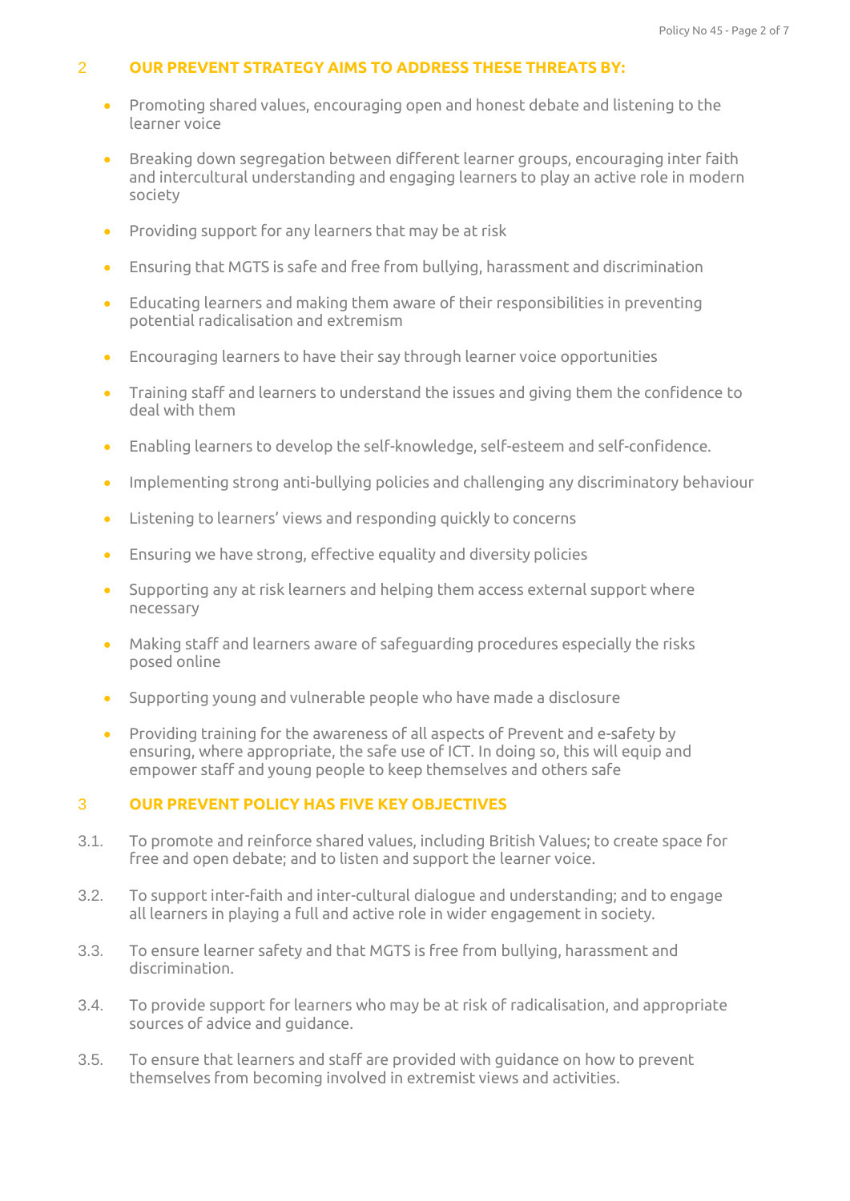## 2 OUR PREVENT STRATEGY AIMS TO ADDRESS THESE THREATS BY:

- Promoting shared values, encouraging open and honest debate and listening to the learner voice
- Breaking down segregation between different learner groups, encouraging inter faith and intercultural understanding and engaging learners to play an active role in modern society
- Providing support for any learners that may be at risk
- Ensuring that MGTS is safe and free from bullying, harassment and discrimination
- Educating learners and making them aware of their responsibilities in preventing potential radicalisation and extremism
- Encouraging learners to have their say through learner voice opportunities
- Training staff and learners to understand the issues and giving them the confidence to deal with them
- Enabling learners to develop the self-knowledge, self-esteem and self-confidence.
- Implementing strong anti-bullying policies and challenging any discriminatory behaviour
- Listening to learners' views and responding quickly to concerns
- Ensuring we have strong, effective equality and diversity policies
- Supporting any at risk learners and helping them access external support where necessary
- Making staff and learners aware of safeguarding procedures especially the risks posed online
- Supporting young and vulnerable people who have made a disclosure
- Providing training for the awareness of all aspects of Prevent and e-safety by ensuring, where appropriate, the safe use of ICT. In doing so, this will equip and empower staff and young people to keep themselves and others safe

## 3 OUR PREVENT POLICY HAS FIVE KEY OBJECTIVES

3.1. To promote and reinforce shared values, including British Values; to create space for free and open debate; and to listen and support the learner voice.

3.2. To support inter-faith and inter-cultural dialogue and understanding; and to engage all learners in playing a full and active role in wider engagement in society.

3.3. To ensure learner safety and that MGTS is free from bullying, harassment and discrimination.

3.4. To provide support for learners who may be at risk of radicalisation, and appropriate sources of advice and guidance.

3.5. To ensure that learners and staff are provided with guidance on how to prevent themselves from becoming involved in extremist views and activities.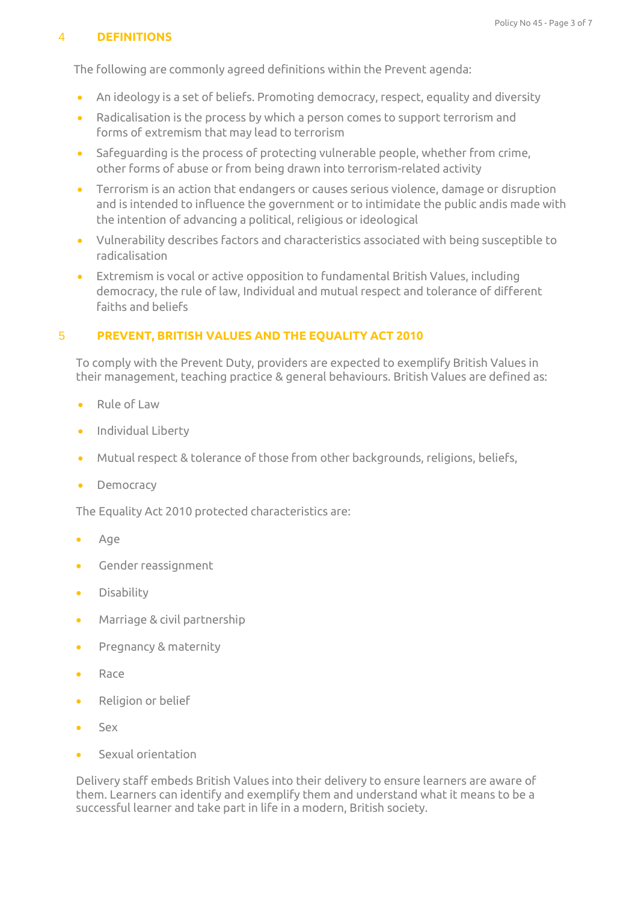## 4 DEFINITIONS

The following are commonly agreed definitions within the Prevent agenda:

- An ideology is a set of beliefs. Promoting democracy, respect, equality and diversity
- Radicalisation is the process by which a person comes to support terrorism and forms of extremism that may lead to terrorism
- Safeguarding is the process of protecting vulnerable people, whether from crime, other forms of abuse or from being drawn into terrorism-related activity
- Terrorism is an action that endangers or causes serious violence, damage or disruption and is intended to influence the government or to intimidate the public andis made with the intention of advancing a political, religious or ideological
- Vulnerability describes factors and characteristics associated with being susceptible to radicalisation
- Extremism is vocal or active opposition to fundamental British Values, including democracy, the rule of law, Individual and mutual respect and tolerance of different faiths and beliefs

## 5 PREVENT, BRITISH VALUES AND THE EQUALITY ACT 2010

To comply with the Prevent Duty, providers are expected to exemplify British Values in their management, teaching practice & general behaviours. British Values are defined as:

- Rule of Law
- Individual Liberty
- Mutual respect & tolerance of those from other backgrounds, religions, beliefs,
- Democracy

The Equality Act 2010 protected characteristics are:

- Age
- Gender reassignment
- Disability
- Marriage & civil partnership
- Pregnancy & maternity
- Race
- Religion or belief
- Sex
- Sexual orientation

Delivery staff embeds British Values into their delivery to ensure learners are aware of them. Learners can identify and exemplify them and understand what it means to be a successful learner and take part in life in a modern, British society.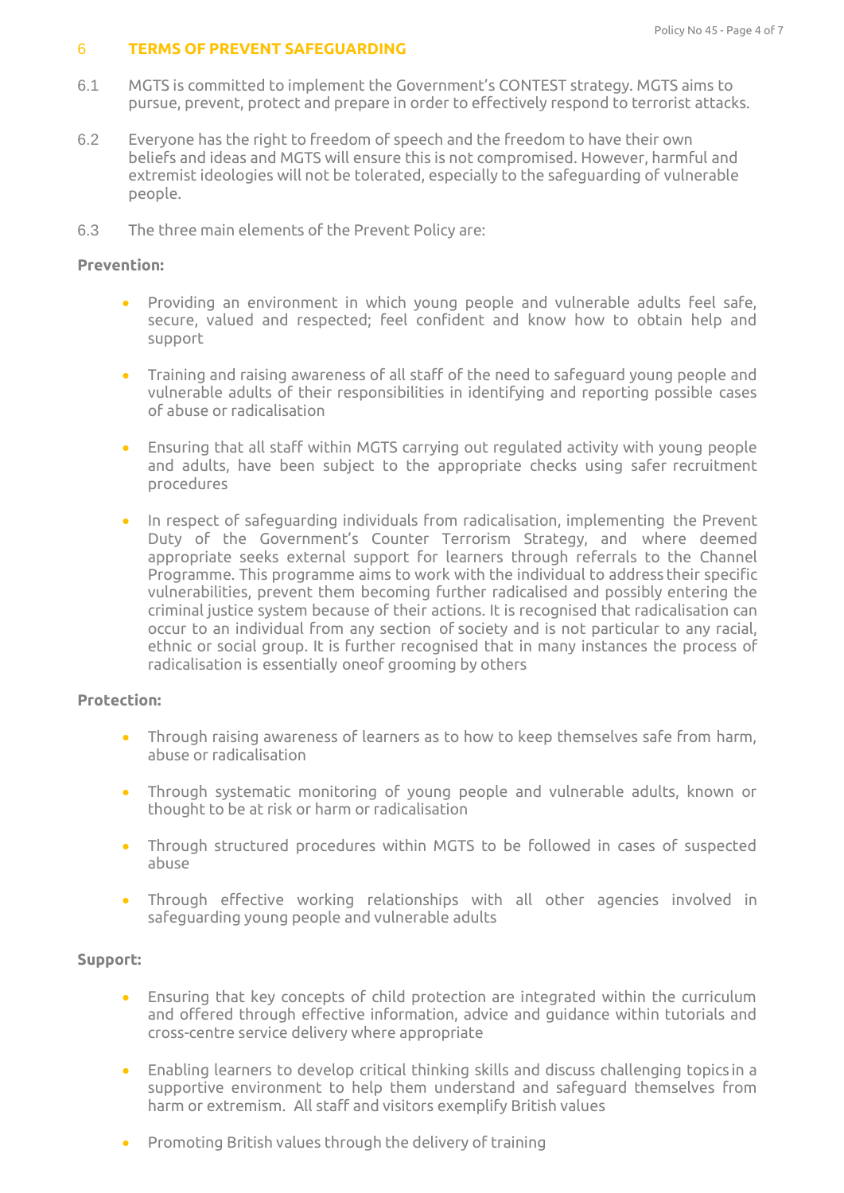## 6 TERMS OF PREVENT SAFEGUARDING

6.1 MGTS is committed to implement the Government's CONTEST strategy. MGTS aims to pursue, prevent, protect and prepare in order to effectively respond to terrorist attacks.

6.2 Everyone has the right to freedom of speech and the freedom to have their own beliefs and ideas and MGTS will ensure this is not compromised. However, harmful and extremist ideologies will not be tolerated, especially to the safeguarding of vulnerable people.

6.3 The three main elements of the Prevent Policy are:

**Prevention:**

- Providing an environment in which young people and vulnerable adults feel safe, secure, valued and respected; feel confident and know how to obtain help and support
- Training and raising awareness of all staff of the need to safeguard young people and vulnerable adults of their responsibilities in identifying and reporting possible cases of abuse or radicalisation
- Ensuring that all staff within MGTS carrying out regulated activity with young people and adults, have been subject to the appropriate checks using safer recruitment procedures
- In respect of safeguarding individuals from radicalisation, implementing the Prevent Duty of the Government's Counter Terrorism Strategy, and where deemed appropriate seeks external support for learners through referrals to the Channel Programme. This programme aims to work with the individual to address their specific vulnerabilities, prevent them becoming further radicalised and possibly entering the criminal justice system because of their actions. It is recognised that radicalisation can occur to an individual from any section of society and is not particular to any racial, ethnic or social group. It is further recognised that in many instances the process of radicalisation is essentially oneof grooming by others

**Protection:**

- Through raising awareness of learners as to how to keep themselves safe from harm, abuse or radicalisation
- Through systematic monitoring of young people and vulnerable adults, known or thought to be at risk or harm or radicalisation
- Through structured procedures within MGTS to be followed in cases of suspected abuse
- Through effective working relationships with all other agencies involved in safeguarding young people and vulnerable adults

**Support:**

- Ensuring that key concepts of child protection are integrated within the curriculum and offered through effective information, advice and guidance within tutorials and cross-centre service delivery where appropriate
- Enabling learners to develop critical thinking skills and discuss challenging topics in a supportive environment to help them understand and safeguard themselves from harm or extremism. All staff and visitors exemplify British values
- Promoting British values through the delivery of training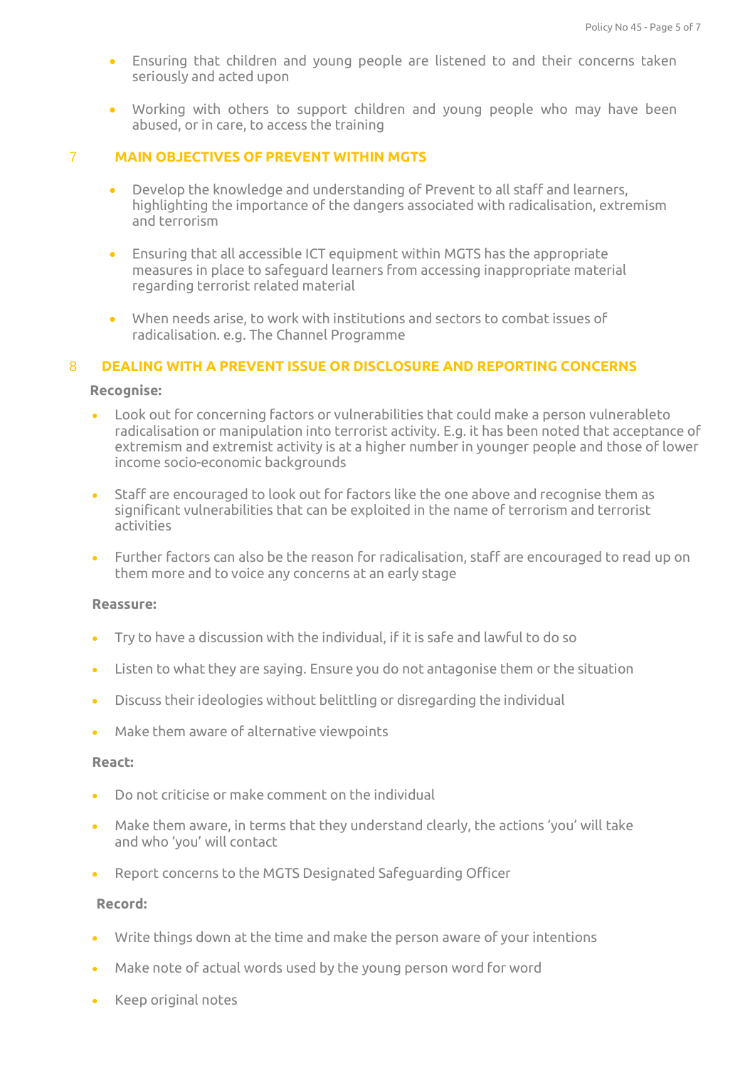- Ensuring that children and young people are listened to and their concerns taken seriously and acted upon

- Working with others to support children and young people who may have been abused, or in care, to access the training

## 7 MAIN OBJECTIVES OF PREVENT WITHIN MGTS

- Develop the knowledge and understanding of Prevent to all staff and learners, highlighting the importance of the dangers associated with radicalisation, extremism and terrorism

- Ensuring that all accessible ICT equipment within MGTS has the appropriate measures in place to safeguard learners from accessing inappropriate material regarding terrorist related material

- When needs arise, to work with institutions and sectors to combat issues of radicalisation. e.g. The Channel Programme

## 8 DEALING WITH A PREVENT ISSUE OR DISCLOSURE AND REPORTING CONCERNS

**Recognise:**

- Look out for concerning factors or vulnerabilities that could make a person vulnerableto radicalisation or manipulation into terrorist activity. E.g. it has been noted that acceptance of extremism and extremist activity is at a higher number in younger people and those of lower income socio-economic backgrounds

- Staff are encouraged to look out for factors like the one above and recognise them as significant vulnerabilities that can be exploited in the name of terrorism and terrorist activities

- Further factors can also be the reason for radicalisation, staff are encouraged to read up on them more and to voice any concerns at an early stage

**Reassure:**

- Try to have a discussion with the individual, if it is safe and lawful to do so

- Listen to what they are saying. Ensure you do not antagonise them or the situation

- Discuss their ideologies without belittling or disregarding the individual

- Make them aware of alternative viewpoints

**React:**

- Do not criticise or make comment on the individual

- Make them aware, in terms that they understand clearly, the actions 'you' will take and who 'you' will contact

- Report concerns to the MGTS Designated Safeguarding Officer

**Record:**

- Write things down at the time and make the person aware of your intentions

- Make note of actual words used by the young person word for word

- Keep original notes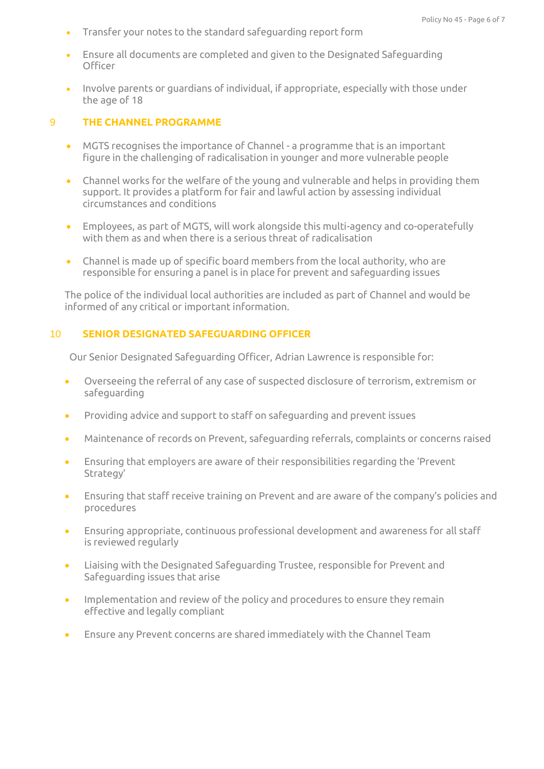- Transfer your notes to the standard safeguarding report form
- Ensure all documents are completed and given to the Designated Safeguarding Officer
- Involve parents or guardians of individual, if appropriate, especially with those under the age of 18

## 9 THE CHANNEL PROGRAMME

- MGTS recognises the importance of Channel - a programme that is an important figure in the challenging of radicalisation in younger and more vulnerable people
- Channel works for the welfare of the young and vulnerable and helps in providing them support. It provides a platform for fair and lawful action by assessing individual circumstances and conditions
- Employees, as part of MGTS, will work alongside this multi-agency and co-operatefully with them as and when there is a serious threat of radicalisation
- Channel is made up of specific board members from the local authority, who are responsible for ensuring a panel is in place for prevent and safeguarding issues

The police of the individual local authorities are included as part of Channel and would be informed of any critical or important information.

## 10 SENIOR DESIGNATED SAFEGUARDING OFFICER

Our Senior Designated Safeguarding Officer, Adrian Lawrence is responsible for:

- Overseeing the referral of any case of suspected disclosure of terrorism, extremism or safeguarding
- Providing advice and support to staff on safeguarding and prevent issues
- Maintenance of records on Prevent, safeguarding referrals, complaints or concerns raised
- Ensuring that employers are aware of their responsibilities regarding the 'Prevent Strategy'
- Ensuring that staff receive training on Prevent and are aware of the company's policies and procedures
- Ensuring appropriate, continuous professional development and awareness for all staff is reviewed regularly
- Liaising with the Designated Safeguarding Trustee, responsible for Prevent and Safeguarding issues that arise
- Implementation and review of the policy and procedures to ensure they remain effective and legally compliant
- Ensure any Prevent concerns are shared immediately with the Channel Team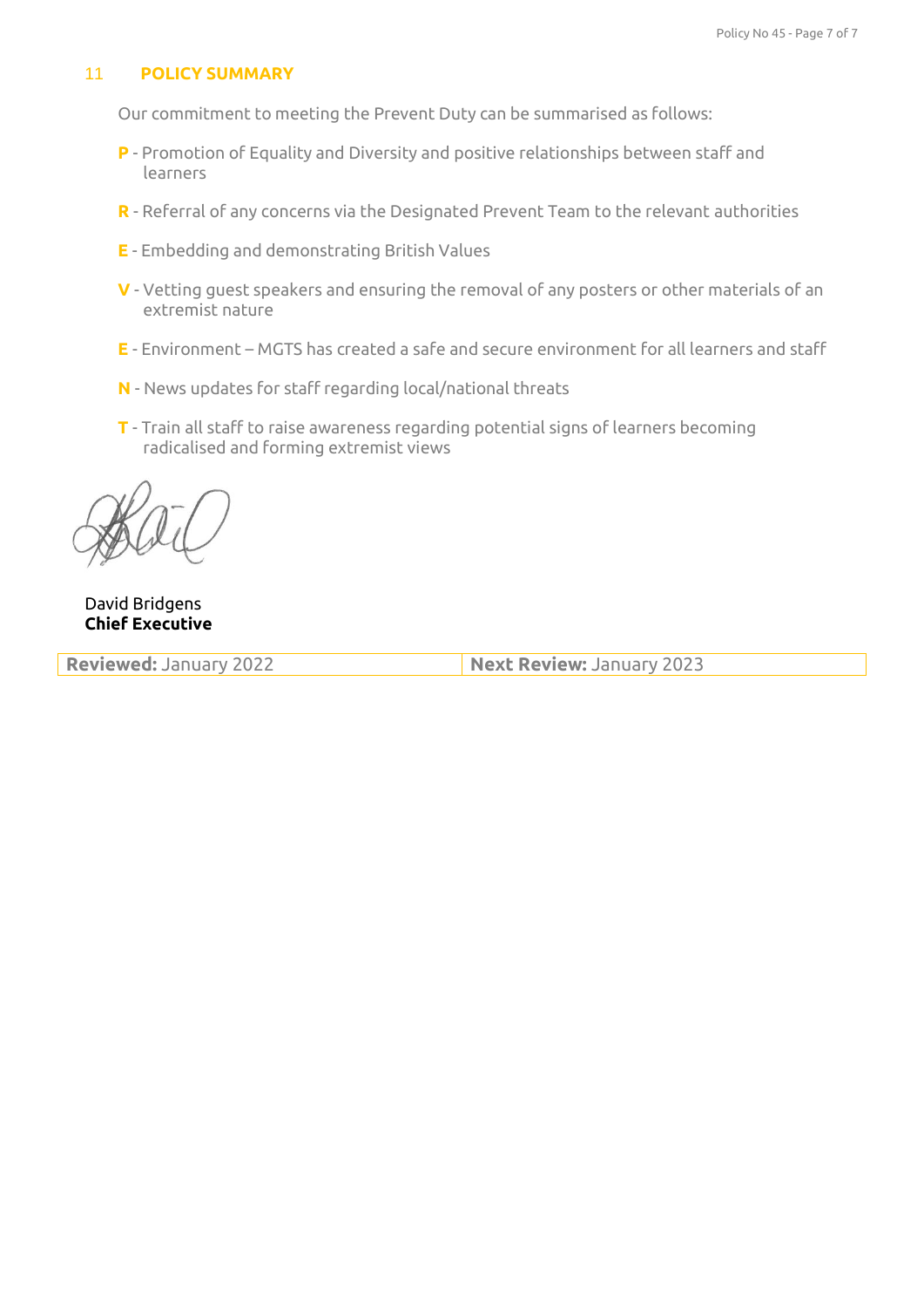## 11 POLICY SUMMARY

Our commitment to meeting the Prevent Duty can be summarised as follows:

**P** - Promotion of Equality and Diversity and positive relationships between staff and learners

**R** - Referral of any concerns via the Designated Prevent Team to the relevant authorities

**E** - Embedding and demonstrating British Values

**V** - Vetting guest speakers and ensuring the removal of any posters or other materials of an extremist nature

**E** - Environment – MGTS has created a safe and secure environment for all learners and staff

**N** - News updates for staff regarding local/national threats

**T** - Train all staff to raise awareness regarding potential signs of learners becoming radicalised and forming extremist views

David Bridgens
**Chief Executive**

| | |
|---|---|
| **Reviewed:** January 2022 | **Next Review:** January 2023 |